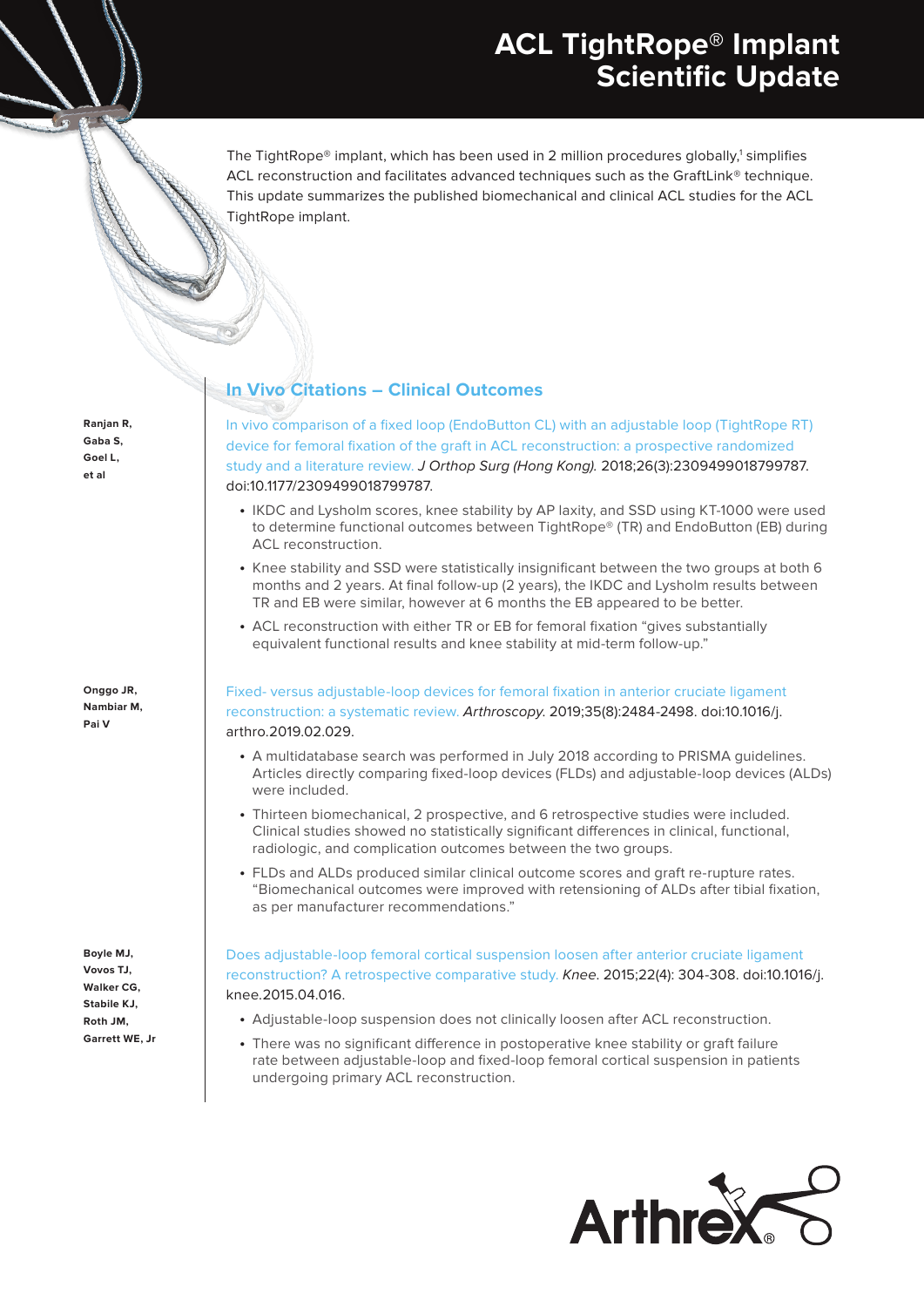# ACL TightRope® Implant Scientific Update

The TightRope® implant, which has been used in 2 million procedures globally,[1] simplifies ACL reconstruction and facilitates advanced techniques such as the GraftLink® technique. This update summarizes the published biomechanical and clinical ACL studies for the ACL TightRope implant.

## In Vivo Citations – Clinical Outcomes

**Ranjan R, Gaba S, Goel L, et al**

In vivo comparison of a fixed loop (EndoButton CL) with an adjustable loop (TightRope RT) device for femoral fixation of the graft in ACL reconstruction: a prospective randomized study and a literature review. *J Orthop Surg (Hong Kong).* 2018;26(3):2309499018799787. doi:10.1177/2309499018799787.

- IKDC and Lysholm scores, knee stability by AP laxity, and SSD using KT-1000 were used to determine functional outcomes between TightRope® (TR) and EndoButton (EB) during ACL reconstruction.
- Knee stability and SSD were statistically insignificant between the two groups at both 6 months and 2 years. At final follow-up (2 years), the IKDC and Lysholm results between TR and EB were similar, however at 6 months the EB appeared to be better.
- ACL reconstruction with either TR or EB for femoral fixation "gives substantially equivalent functional results and knee stability at mid-term follow-up."

**Onggo JR, Nambiar M, Pai V**

Fixed- versus adjustable-loop devices for femoral fixation in anterior cruciate ligament reconstruction: a systematic review. *Arthroscopy.* 2019;35(8):2484-2498. doi:10.1016/j.arthro.2019.02.029.

- A multidatabase search was performed in July 2018 according to PRISMA guidelines. Articles directly comparing fixed-loop devices (FLDs) and adjustable-loop devices (ALDs) were included.
- Thirteen biomechanical, 2 prospective, and 6 retrospective studies were included. Clinical studies showed no statistically significant differences in clinical, functional, radiologic, and complication outcomes between the two groups.
- FLDs and ALDs produced similar clinical outcome scores and graft re-rupture rates. "Biomechanical outcomes were improved with retensioning of ALDs after tibial fixation, as per manufacturer recommendations."

**Boyle MJ, Vovos TJ, Walker CG, Stabile KJ, Roth JM, Garrett WE, Jr**

Does adjustable-loop femoral cortical suspension loosen after anterior cruciate ligament reconstruction? A retrospective comparative study. *Knee.* 2015;22(4): 304-308. doi:10.1016/j.knee.2015.04.016.

- Adjustable-loop suspension does not clinically loosen after ACL reconstruction.
- There was no significant difference in postoperative knee stability or graft failure rate between adjustable-loop and fixed-loop femoral cortical suspension in patients undergoing primary ACL reconstruction.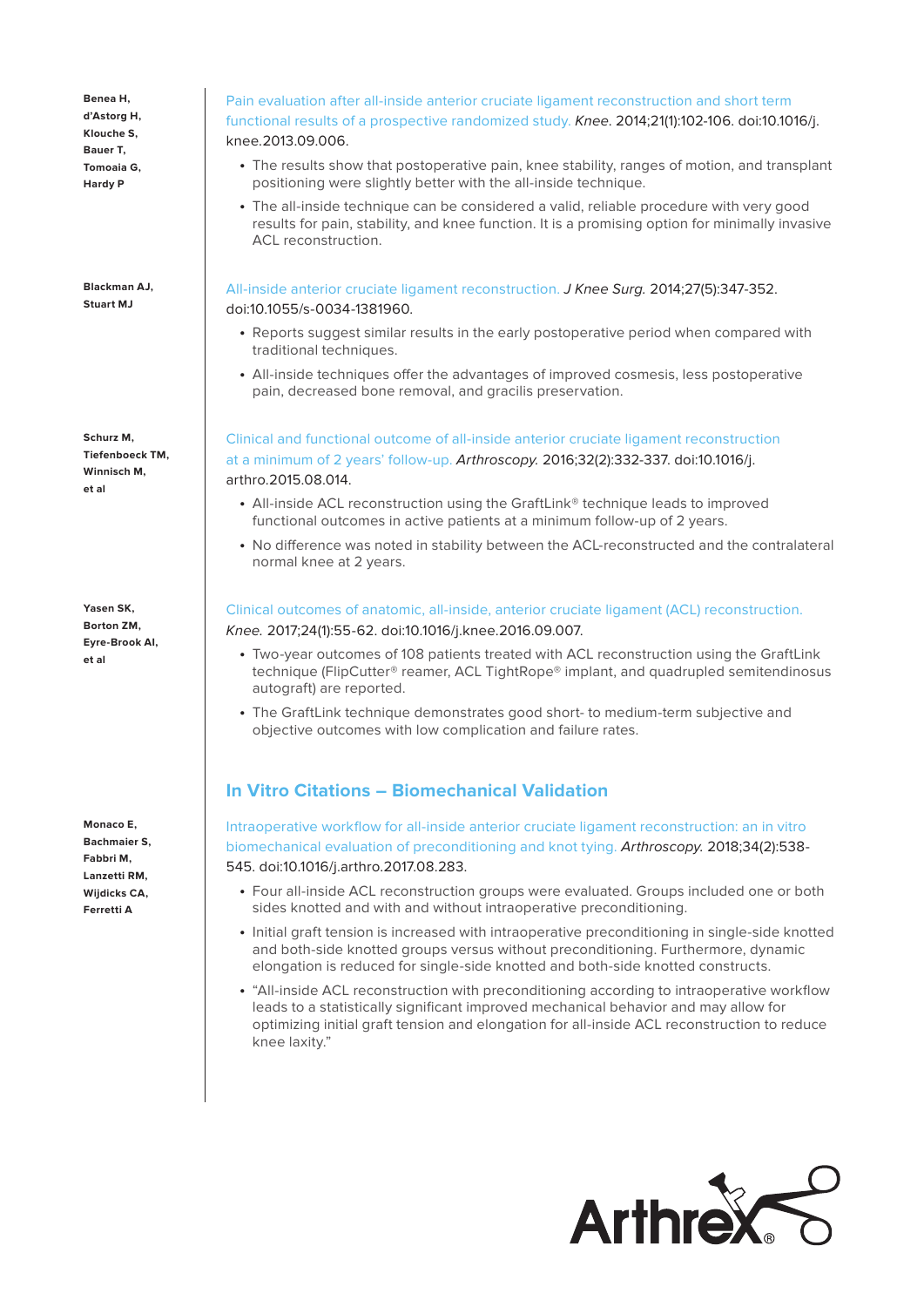**Benea H, d'Astorg H, Klouche S, Bauer T, Tomoaia G, Hardy P**

Pain evaluation after all-inside anterior cruciate ligament reconstruction and short term functional results of a prospective randomized study. *Knee.* 2014;21(1):102-106. doi:10.1016/j.knee.2013.09.006.

- The results show that postoperative pain, knee stability, ranges of motion, and transplant positioning were slightly better with the all-inside technique.
- The all-inside technique can be considered a valid, reliable procedure with very good results for pain, stability, and knee function. It is a promising option for minimally invasive ACL reconstruction.

**Blackman AJ, Stuart MJ**

All-inside anterior cruciate ligament reconstruction. *J Knee Surg.* 2014;27(5):347-352. doi:10.1055/s-0034-1381960.

- Reports suggest similar results in the early postoperative period when compared with traditional techniques.
- All-inside techniques offer the advantages of improved cosmesis, less postoperative pain, decreased bone removal, and gracilis preservation.

**Schurz M, Tiefenboeck TM, Winnisch M, et al**

Clinical and functional outcome of all-inside anterior cruciate ligament reconstruction at a minimum of 2 years' follow-up. *Arthroscopy.* 2016;32(2):332-337. doi:10.1016/j.arthro.2015.08.014.

- All-inside ACL reconstruction using the GraftLink® technique leads to improved functional outcomes in active patients at a minimum follow-up of 2 years.
- No difference was noted in stability between the ACL-reconstructed and the contralateral normal knee at 2 years.

**Yasen SK, Borton ZM, Eyre-Brook AI, et al**

Clinical outcomes of anatomic, all-inside, anterior cruciate ligament (ACL) reconstruction. *Knee.* 2017;24(1):55-62. doi:10.1016/j.knee.2016.09.007.

- Two-year outcomes of 108 patients treated with ACL reconstruction using the GraftLink technique (FlipCutter® reamer, ACL TightRope® implant, and quadrupled semitendinosus autograft) are reported.
- The GraftLink technique demonstrates good short- to medium-term subjective and objective outcomes with low complication and failure rates.

## In Vitro Citations – Biomechanical Validation

**Monaco E, Bachmaier S, Fabbri M, Lanzetti RM, Wijdicks CA, Ferretti A**

Intraoperative workflow for all-inside anterior cruciate ligament reconstruction: an in vitro biomechanical evaluation of preconditioning and knot tying. *Arthroscopy.* 2018;34(2):538-545. doi:10.1016/j.arthro.2017.08.283.

- Four all-inside ACL reconstruction groups were evaluated. Groups included one or both sides knotted and with and without intraoperative preconditioning.
- Initial graft tension is increased with intraoperative preconditioning in single-side knotted and both-side knotted groups versus without preconditioning. Furthermore, dynamic elongation is reduced for single-side knotted and both-side knotted constructs.
- "All-inside ACL reconstruction with preconditioning according to intraoperative workflow leads to a statistically significant improved mechanical behavior and may allow for optimizing initial graft tension and elongation for all-inside ACL reconstruction to reduce knee laxity."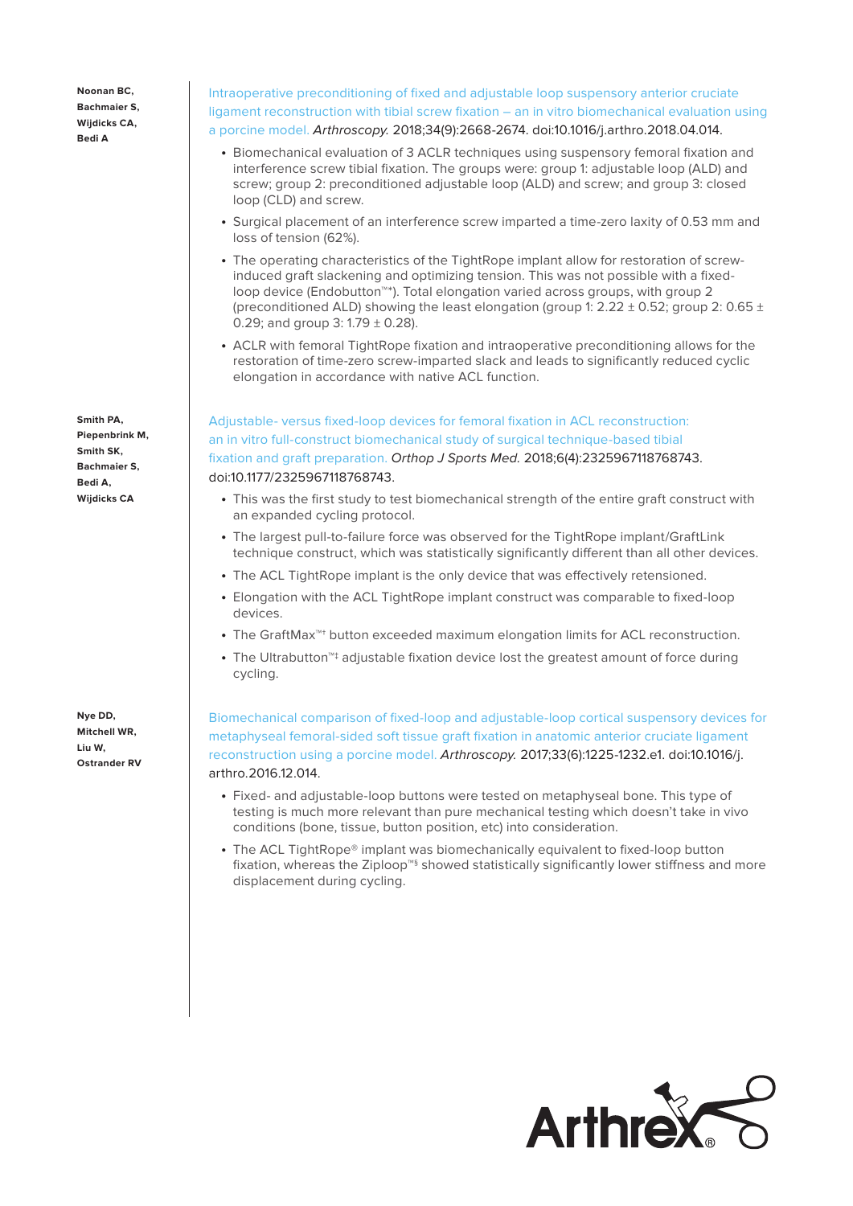**Noonan BC, Bachmaier S, Wijdicks CA, Bedi A**

Intraoperative preconditioning of fixed and adjustable loop suspensory anterior cruciate ligament reconstruction with tibial screw fixation – an in vitro biomechanical evaluation using a porcine model. *Arthroscopy.* 2018;34(9):2668-2674. doi:10.1016/j.arthro.2018.04.014.

- Biomechanical evaluation of 3 ACLR techniques using suspensory femoral fixation and interference screw tibial fixation. The groups were: group 1: adjustable loop (ALD) and screw; group 2: preconditioned adjustable loop (ALD) and screw; and group 3: closed loop (CLD) and screw.
- Surgical placement of an interference screw imparted a time-zero laxity of 0.53 mm and loss of tension (62%).
- The operating characteristics of the TightRope implant allow for restoration of screw-induced graft slackening and optimizing tension. This was not possible with a fixed-loop device (Endobutton™*). Total elongation varied across groups, with group 2 (preconditioned ALD) showing the least elongation (group 1: 2.22 ± 0.52; group 2: 0.65 ± 0.29; and group 3: 1.79 ± 0.28).
- ACLR with femoral TightRope fixation and intraoperative preconditioning allows for the restoration of time-zero screw-imparted slack and leads to significantly reduced cyclic elongation in accordance with native ACL function.

**Smith PA, Piepenbrink M, Smith SK, Bachmaier S, Bedi A, Wijdicks CA**

Adjustable- versus fixed-loop devices for femoral fixation in ACL reconstruction: an in vitro full-construct biomechanical study of surgical technique-based tibial fixation and graft preparation. *Orthop J Sports Med.* 2018;6(4):2325967118768743. doi:10.1177/2325967118768743.

- This was the first study to test biomechanical strength of the entire graft construct with an expanded cycling protocol.
- The largest pull-to-failure force was observed for the TightRope implant/GraftLink technique construct, which was statistically significantly different than all other devices.
- The ACL TightRope implant is the only device that was effectively retensioned.
- Elongation with the ACL TightRope implant construct was comparable to fixed-loop devices.
- The GraftMax™† button exceeded maximum elongation limits for ACL reconstruction.
- The Ultrabutton™‡ adjustable fixation device lost the greatest amount of force during cycling.

**Nye DD, Mitchell WR, Liu W, Ostrander RV**

Biomechanical comparison of fixed-loop and adjustable-loop cortical suspensory devices for metaphyseal femoral-sided soft tissue graft fixation in anatomic anterior cruciate ligament reconstruction using a porcine model. *Arthroscopy.* 2017;33(6):1225-1232.e1. doi:10.1016/j.arthro.2016.12.014.

- Fixed- and adjustable-loop buttons were tested on metaphyseal bone. This type of testing is much more relevant than pure mechanical testing which doesn't take in vivo conditions (bone, tissue, button position, etc) into consideration.
- The ACL TightRope® implant was biomechanically equivalent to fixed-loop button fixation, whereas the Ziploop™§ showed statistically significantly lower stiffness and more displacement during cycling.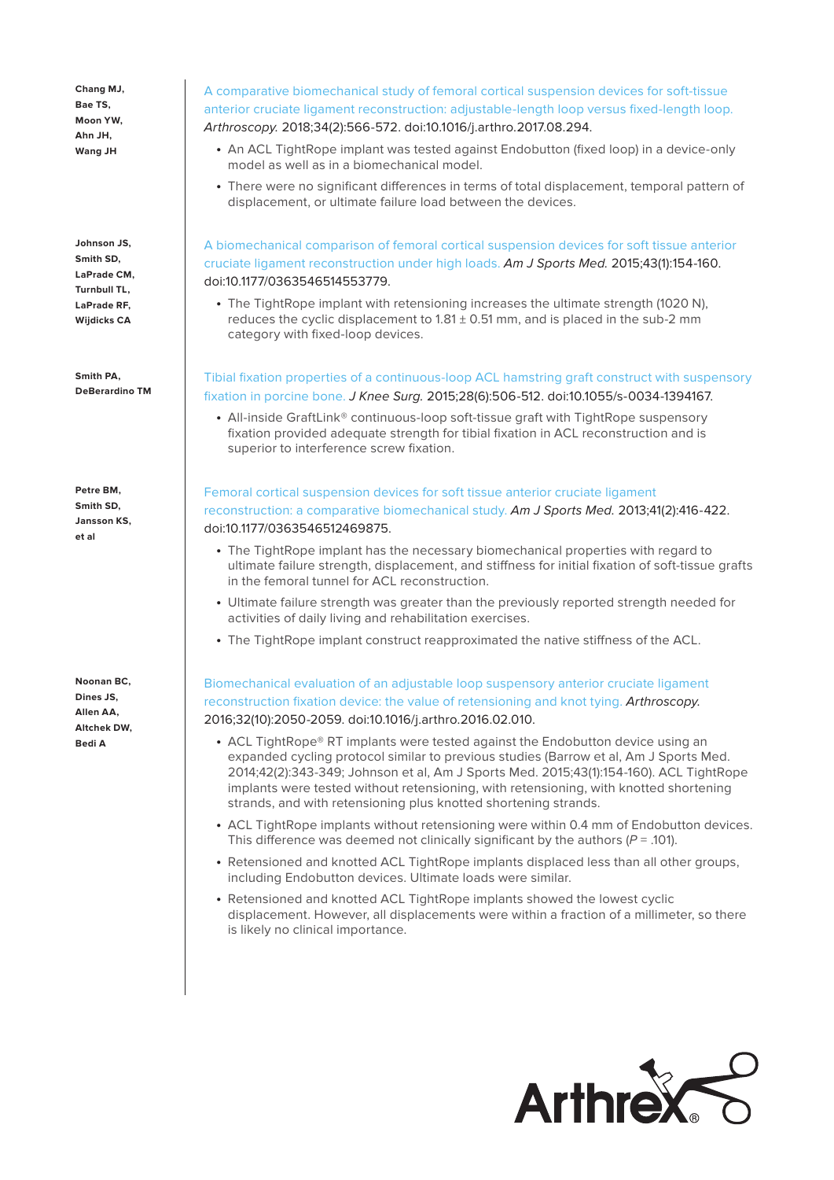**Chang MJ, Bae TS, Moon YW, Ahn JH, Wang JH**

A comparative biomechanical study of femoral cortical suspension devices for soft-tissue anterior cruciate ligament reconstruction: adjustable-length loop versus fixed-length loop. *Arthroscopy.* 2018;34(2):566-572. doi:10.1016/j.arthro.2017.08.294.

- An ACL TightRope implant was tested against Endobutton (fixed loop) in a device-only model as well as in a biomechanical model.
- There were no significant differences in terms of total displacement, temporal pattern of displacement, or ultimate failure load between the devices.

**Johnson JS, Smith SD, LaPrade CM, Turnbull TL, LaPrade RF, Wijdicks CA**

A biomechanical comparison of femoral cortical suspension devices for soft tissue anterior cruciate ligament reconstruction under high loads. *Am J Sports Med.* 2015;43(1):154-160. doi:10.1177/0363546514553779.

- The TightRope implant with retensioning increases the ultimate strength (1020 N), reduces the cyclic displacement to 1.81 ± 0.51 mm, and is placed in the sub-2 mm category with fixed-loop devices.

**Smith PA, DeBerardino TM**

Tibial fixation properties of a continuous-loop ACL hamstring graft construct with suspensory fixation in porcine bone. *J Knee Surg.* 2015;28(6):506-512. doi:10.1055/s-0034-1394167.

- All-inside GraftLink® continuous-loop soft-tissue graft with TightRope suspensory fixation provided adequate strength for tibial fixation in ACL reconstruction and is superior to interference screw fixation.

**Petre BM, Smith SD, Jansson KS, et al**

Femoral cortical suspension devices for soft tissue anterior cruciate ligament reconstruction: a comparative biomechanical study. *Am J Sports Med.* 2013;41(2):416-422. doi:10.1177/0363546512469875.

- The TightRope implant has the necessary biomechanical properties with regard to ultimate failure strength, displacement, and stiffness for initial fixation of soft-tissue grafts in the femoral tunnel for ACL reconstruction.
- Ultimate failure strength was greater than the previously reported strength needed for activities of daily living and rehabilitation exercises.
- The TightRope implant construct reapproximated the native stiffness of the ACL.

**Noonan BC, Dines JS, Allen AA, Altchek DW, Bedi A**

Biomechanical evaluation of an adjustable loop suspensory anterior cruciate ligament reconstruction fixation device: the value of retensioning and knot tying. *Arthroscopy.* 2016;32(10):2050-2059. doi:10.1016/j.arthro.2016.02.010.

- ACL TightRope® RT implants were tested against the Endobutton device using an expanded cycling protocol similar to previous studies (Barrow et al, Am J Sports Med. 2014;42(2):343-349; Johnson et al, Am J Sports Med. 2015;43(1):154-160). ACL TightRope implants were tested without retensioning, with retensioning, with knotted shortening strands, and with retensioning plus knotted shortening strands.
- ACL TightRope implants without retensioning were within 0.4 mm of Endobutton devices. This difference was deemed not clinically significant by the authors ($P$ = .101).
- Retensioned and knotted ACL TightRope implants displaced less than all other groups, including Endobutton devices. Ultimate loads were similar.
- Retensioned and knotted ACL TightRope implants showed the lowest cyclic displacement. However, all displacements were within a fraction of a millimeter, so there is likely no clinical importance.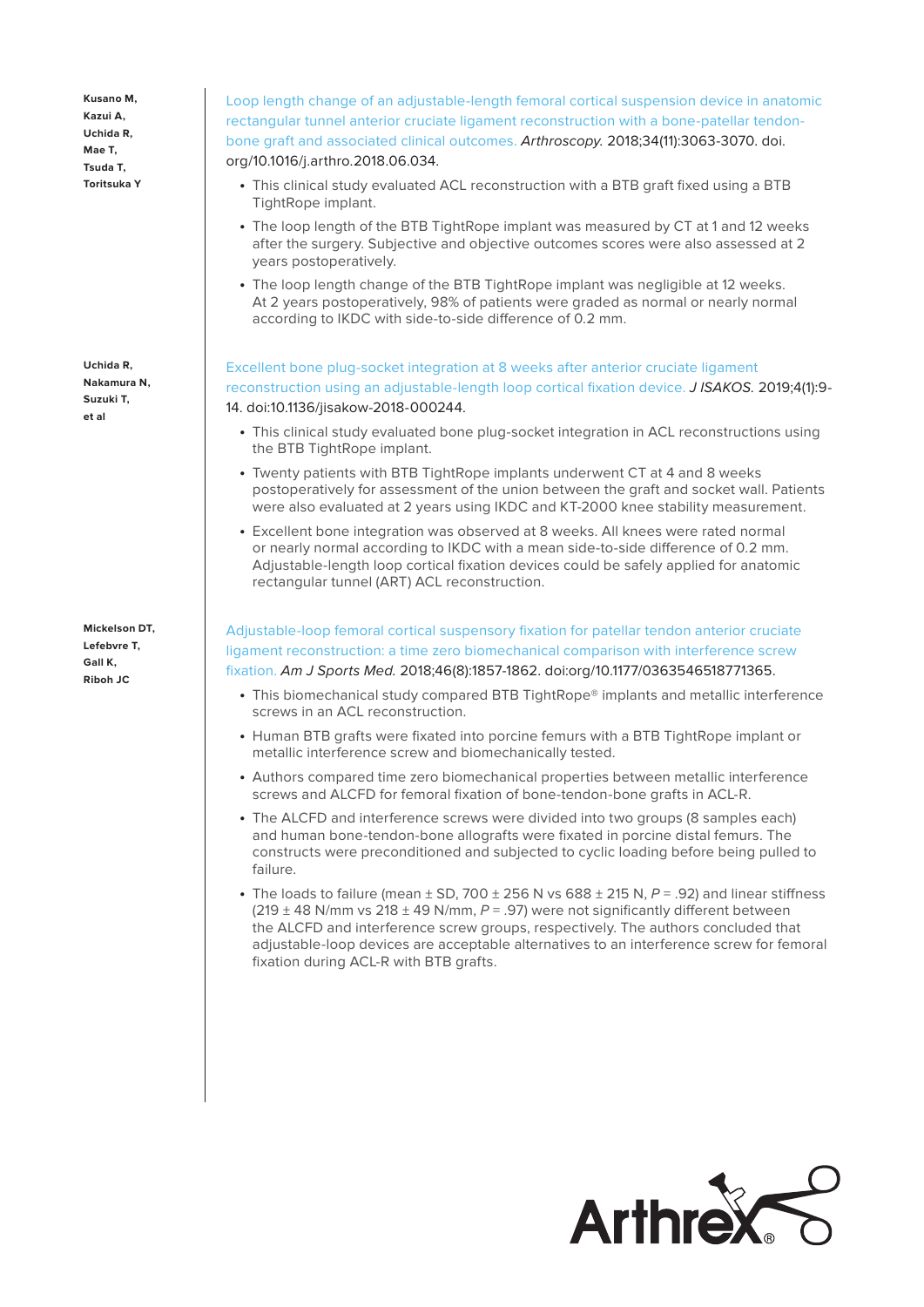**Kusano M, Kazui A, Uchida R, Mae T, Tsuda T, Toritsuka Y**

Loop length change of an adjustable-length femoral cortical suspension device in anatomic rectangular tunnel anterior cruciate ligament reconstruction with a bone-patellar tendon-bone graft and associated clinical outcomes. *Arthroscopy.* 2018;34(11):3063-3070. doi.org/10.1016/j.arthro.2018.06.034.

- This clinical study evaluated ACL reconstruction with a BTB graft fixed using a BTB TightRope implant.
- The loop length of the BTB TightRope implant was measured by CT at 1 and 12 weeks after the surgery. Subjective and objective outcomes scores were also assessed at 2 years postoperatively.
- The loop length change of the BTB TightRope implant was negligible at 12 weeks. At 2 years postoperatively, 98% of patients were graded as normal or nearly normal according to IKDC with side-to-side difference of 0.2 mm.

**Uchida R, Nakamura N, Suzuki T, et al**

Excellent bone plug-socket integration at 8 weeks after anterior cruciate ligament reconstruction using an adjustable-length loop cortical fixation device. *J ISAKOS.* 2019;4(1):9-14. doi:10.1136/jisakow-2018-000244.

- This clinical study evaluated bone plug-socket integration in ACL reconstructions using the BTB TightRope implant.
- Twenty patients with BTB TightRope implants underwent CT at 4 and 8 weeks postoperatively for assessment of the union between the graft and socket wall. Patients were also evaluated at 2 years using IKDC and KT-2000 knee stability measurement.
- Excellent bone integration was observed at 8 weeks. All knees were rated normal or nearly normal according to IKDC with a mean side-to-side difference of 0.2 mm. Adjustable-length loop cortical fixation devices could be safely applied for anatomic rectangular tunnel (ART) ACL reconstruction.

**Mickelson DT, Lefebvre T, Gall K, Riboh JC**

Adjustable-loop femoral cortical suspensory fixation for patellar tendon anterior cruciate ligament reconstruction: a time zero biomechanical comparison with interference screw fixation. *Am J Sports Med.* 2018;46(8):1857-1862. doi:org/10.1177/0363546518771365.

- This biomechanical study compared BTB TightRope® implants and metallic interference screws in an ACL reconstruction.
- Human BTB grafts were fixated into porcine femurs with a BTB TightRope implant or metallic interference screw and biomechanically tested.
- Authors compared time zero biomechanical properties between metallic interference screws and ALCFD for femoral fixation of bone-tendon-bone grafts in ACL-R.
- The ALCFD and interference screws were divided into two groups (8 samples each) and human bone-tendon-bone allografts were fixated in porcine distal femurs. The constructs were preconditioned and subjected to cyclic loading before being pulled to failure.
- The loads to failure (mean ± SD, 700 ± 256 N vs 688 ± 215 N, $P$ = .92) and linear stiffness (219 ± 48 N/mm vs 218 ± 49 N/mm, $P$ = .97) were not significantly different between the ALCFD and interference screw groups, respectively. The authors concluded that adjustable-loop devices are acceptable alternatives to an interference screw for femoral fixation during ACL-R with BTB grafts.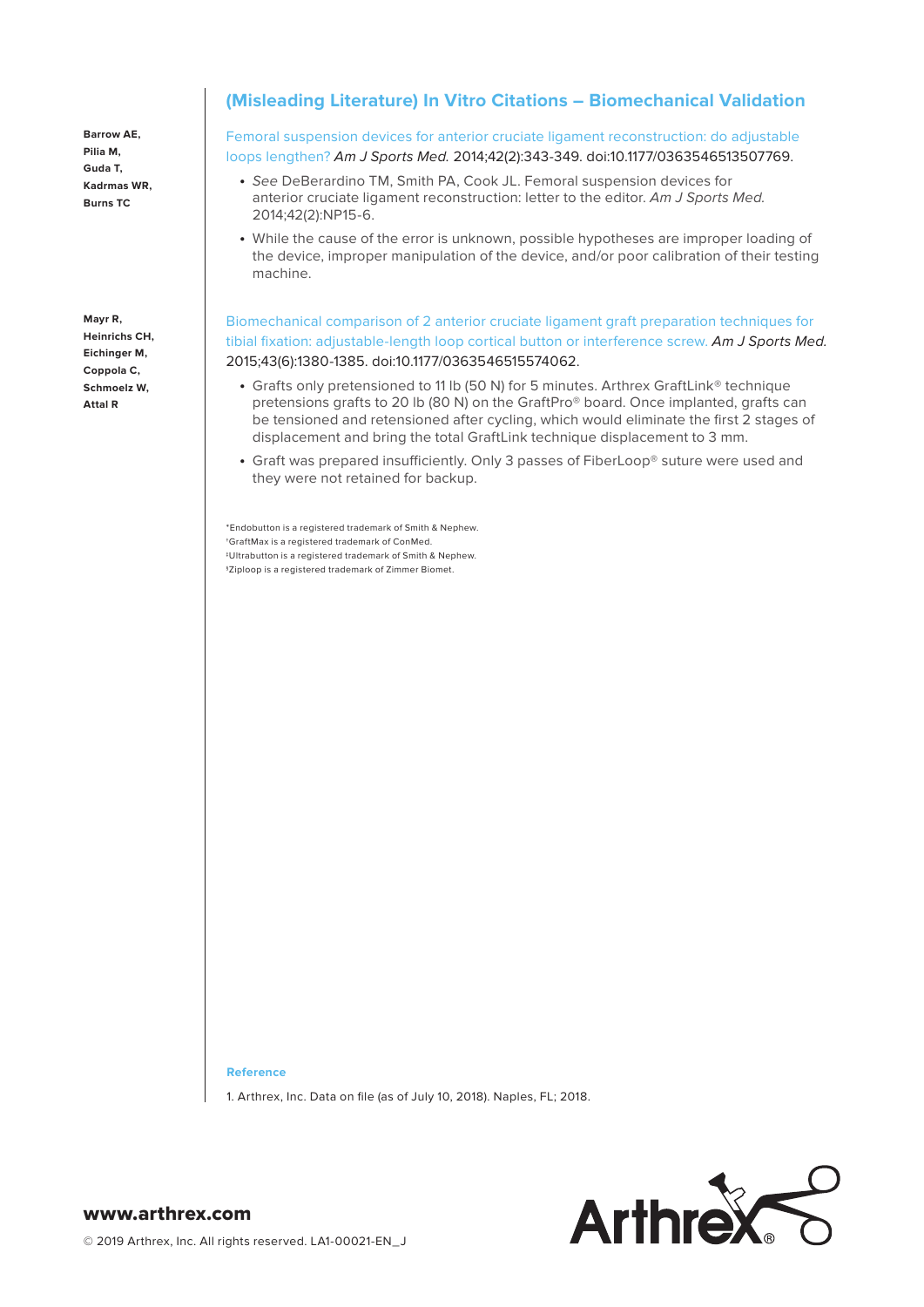## (Misleading Literature) In Vitro Citations – Biomechanical Validation

**Barrow AE, Pilia M, Guda T, Kadrmas WR, Burns TC**

Femoral suspension devices for anterior cruciate ligament reconstruction: do adjustable loops lengthen? *Am J Sports Med.* 2014;42(2):343-349. doi:10.1177/0363546513507769.

- *See* DeBerardino TM, Smith PA, Cook JL. Femoral suspension devices for anterior cruciate ligament reconstruction: letter to the editor. *Am J Sports Med.* 2014;42(2):NP15-6.
- While the cause of the error is unknown, possible hypotheses are improper loading of the device, improper manipulation of the device, and/or poor calibration of their testing machine.

**Mayr R, Heinrichs CH, Eichinger M, Coppola C, Schmoelz W, Attal R**

Biomechanical comparison of 2 anterior cruciate ligament graft preparation techniques for tibial fixation: adjustable-length loop cortical button or interference screw. *Am J Sports Med.* 2015;43(6):1380-1385. doi:10.1177/0363546515574062.

- Grafts only pretensioned to 11 lb (50 N) for 5 minutes. Arthrex GraftLink® technique pretensions grafts to 20 lb (80 N) on the GraftPro® board. Once implanted, grafts can be tensioned and retensioned after cycling, which would eliminate the first 2 stages of displacement and bring the total GraftLink technique displacement to 3 mm.
- Graft was prepared insufficiently. Only 3 passes of FiberLoop® suture were used and they were not retained for backup.

*Endobutton is a registered trademark of Smith & Nephew.
†GraftMax is a registered trademark of ConMed.
‡Ultrabutton is a registered trademark of Smith & Nephew.
§Ziploop is a registered trademark of Zimmer Biomet.

**Reference**

1. Arthrex, Inc. Data on file (as of July 10, 2018). Naples, FL; 2018.

**www.arthrex.com**

© 2019 Arthrex, Inc. All rights reserved. LA1-00021-EN_J